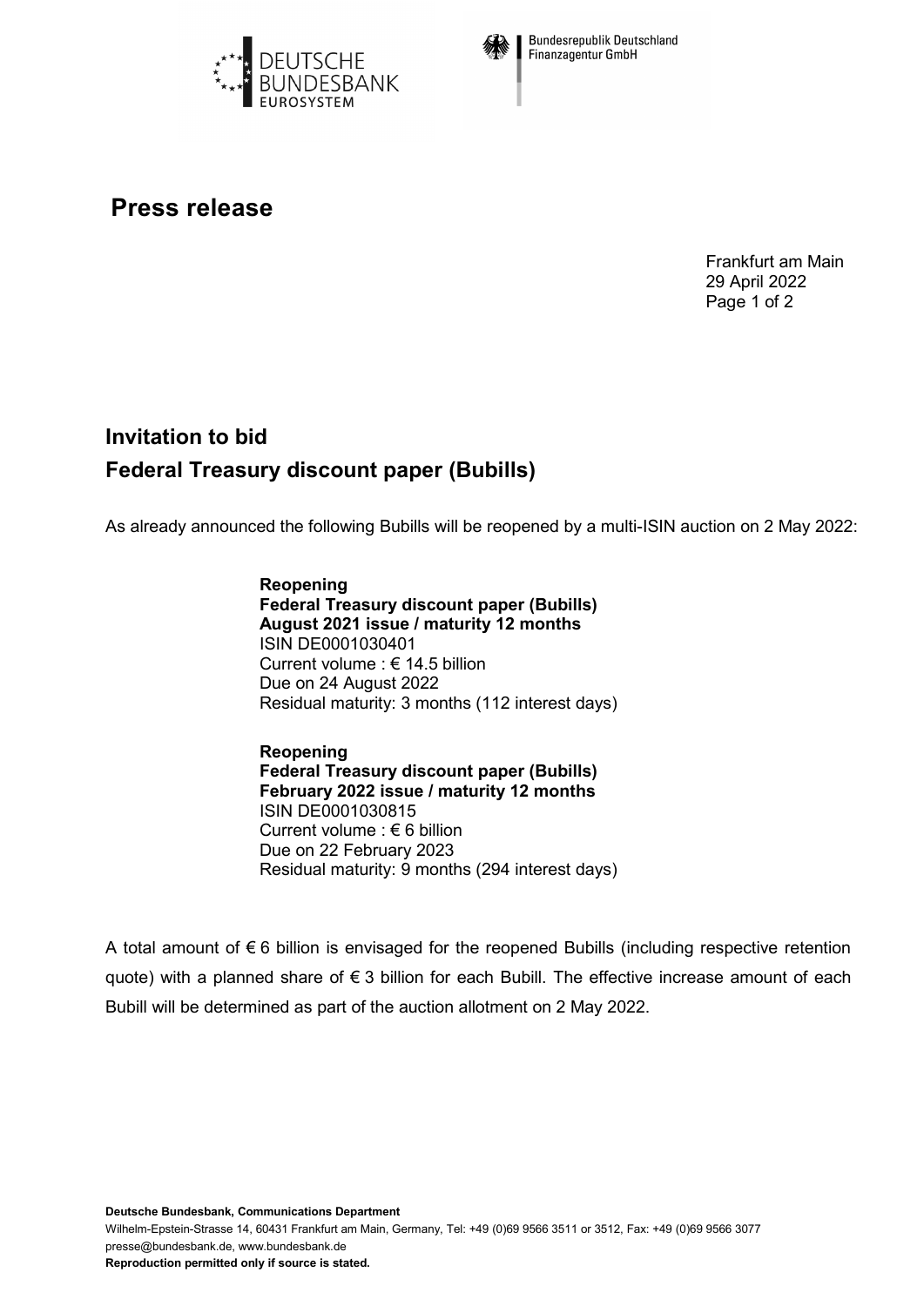# Press release

Frankfurt am Main
29 April 2022

## Invitation to bid
## Federal Treasury discount paper (Bubills)

As already announced the following Bubills will be reopened by a multi-ISIN auction on 2 May 2022:

**Reopening**
**Federal Treasury discount paper (Bubills)**
**August 2021 issue / maturity 12 months**
ISIN DE0001030401
Current volume : € 14.5 billion
Due on 24 August 2022
Residual maturity: 3 months (112 interest days)

**Reopening**
**Federal Treasury discount paper (Bubills)**
**February 2022 issue / maturity 12 months**
ISIN DE0001030815
Current volume : € 6 billion
Due on 22 February 2023
Residual maturity: 9 months (294 interest days)

A total amount of € 6 billion is envisaged for the reopened Bubills (including respective retention quote) with a planned share of € 3 billion for each Bubill. The effective increase amount of each Bubill will be determined as part of the auction allotment on 2 May 2022.

**Deutsche Bundesbank, Communications Department**
Wilhelm-Epstein-Strasse 14, 60431 Frankfurt am Main, Germany, Tel: +49 (0)69 9566 3511 or 3512, Fax: +49 (0)69 9566 3077
presse@bundesbank.de, www.bundesbank.de
**Reproduction permitted only if source is stated.**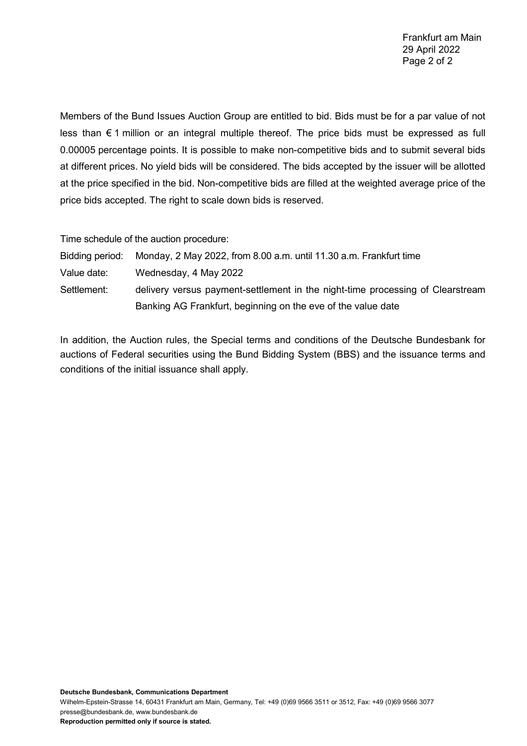Members of the Bund Issues Auction Group are entitled to bid. Bids must be for a par value of not less than € 1 million or an integral multiple thereof. The price bids must be expressed as full 0.00005 percentage points. It is possible to make non-competitive bids and to submit several bids at different prices. No yield bids will be considered. The bids accepted by the issuer will be allotted at the price specified in the bid. Non-competitive bids are filled at the weighted average price of the price bids accepted. The right to scale down bids is reserved.

Time schedule of the auction procedure:

| | |
|---|---|
| Bidding period: | Monday, 2 May 2022, from 8.00 a.m. until 11.30 a.m. Frankfurt time |
| Value date: | Wednesday, 4 May 2022 |
| Settlement: | delivery versus payment-settlement in the night-time processing of Clearstream Banking AG Frankfurt, beginning on the eve of the value date |

In addition, the Auction rules, the Special terms and conditions of the Deutsche Bundesbank for auctions of Federal securities using the Bund Bidding System (BBS) and the issuance terms and conditions of the initial issuance shall apply.

**Deutsche Bundesbank, Communications Department**

Wilhelm-Epstein-Strasse 14, 60431 Frankfurt am Main, Germany, Tel: +49 (0)69 9566 3511 or 3512, Fax: +49 (0)69 9566 3077
presse@bundesbank.de, www.bundesbank.de

**Reproduction permitted only if source is stated.**